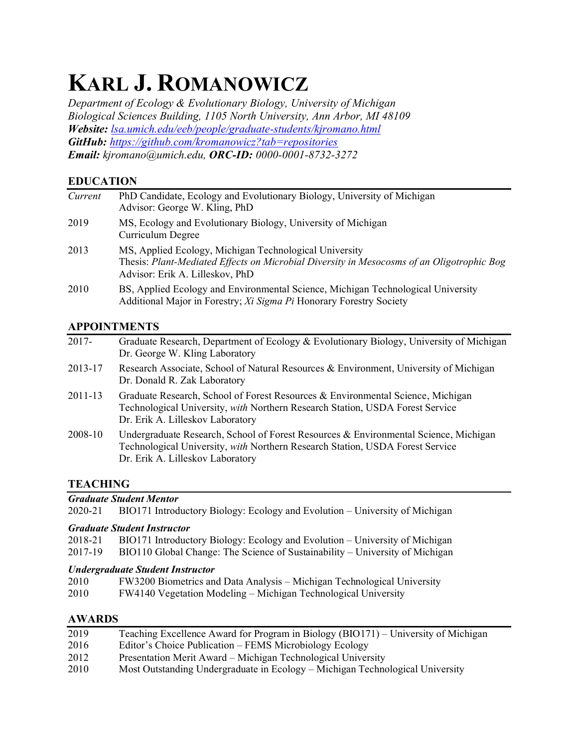# KARL J. ROMANOWICZ

*Department of Ecology & Evolutionary Biology, University of Michigan*
*Biological Sciences Building, 1105 North University, Ann Arbor, MI 48109*
***Website:*** *[lsa.umich.edu/eeb/people/graduate-students/kjromano.html](lsa.umich.edu/eeb/people/graduate-students/kjromano.html)*
***GitHub:*** *[https://github.com/kromanowicz?tab=repositories](https://github.com/kromanowicz?tab=repositories)*
***Email:*** *kjromano@umich.edu,* ***ORC-ID:*** *0000-0001-8732-3272*

## EDUCATION

*Current* — PhD Candidate, Ecology and Evolutionary Biology, University of Michigan
Advisor: George W. Kling, PhD

2019 — MS, Ecology and Evolutionary Biology, University of Michigan
Curriculum Degree

2013 — MS, Applied Ecology, Michigan Technological University
Thesis: *Plant-Mediated Effects on Microbial Diversity in Mesocosms of an Oligotrophic Bog*
Advisor: Erik A. Lilleskov, PhD

2010 — BS, Applied Ecology and Environmental Science, Michigan Technological University
Additional Major in Forestry; *Xi Sigma Pi* Honorary Forestry Society

## APPOINTMENTS

2017- — Graduate Research, Department of Ecology & Evolutionary Biology, University of Michigan
Dr. George W. Kling Laboratory

2013-17 — Research Associate, School of Natural Resources & Environment, University of Michigan
Dr. Donald R. Zak Laboratory

2011-13 — Graduate Research, School of Forest Resources & Environmental Science, Michigan Technological University, *with* Northern Research Station, USDA Forest Service
Dr. Erik A. Lilleskov Laboratory

2008-10 — Undergraduate Research, School of Forest Resources & Environmental Science, Michigan Technological University, *with* Northern Research Station, USDA Forest Service
Dr. Erik A. Lilleskov Laboratory

## TEACHING

***Graduate Student Mentor***

2020-21 — BIO171 Introductory Biology: Ecology and Evolution – University of Michigan

***Graduate Student Instructor***

2018-21 — BIO171 Introductory Biology: Ecology and Evolution – University of Michigan
2017-19 — BIO110 Global Change: The Science of Sustainability – University of Michigan

***Undergraduate Student Instructor***

2010 — FW3200 Biometrics and Data Analysis – Michigan Technological University
2010 — FW4140 Vegetation Modeling – Michigan Technological University

## AWARDS

2019 — Teaching Excellence Award for Program in Biology (BIO171) – University of Michigan
2016 — Editor's Choice Publication – FEMS Microbiology Ecology
2012 — Presentation Merit Award – Michigan Technological University
2010 — Most Outstanding Undergraduate in Ecology – Michigan Technological University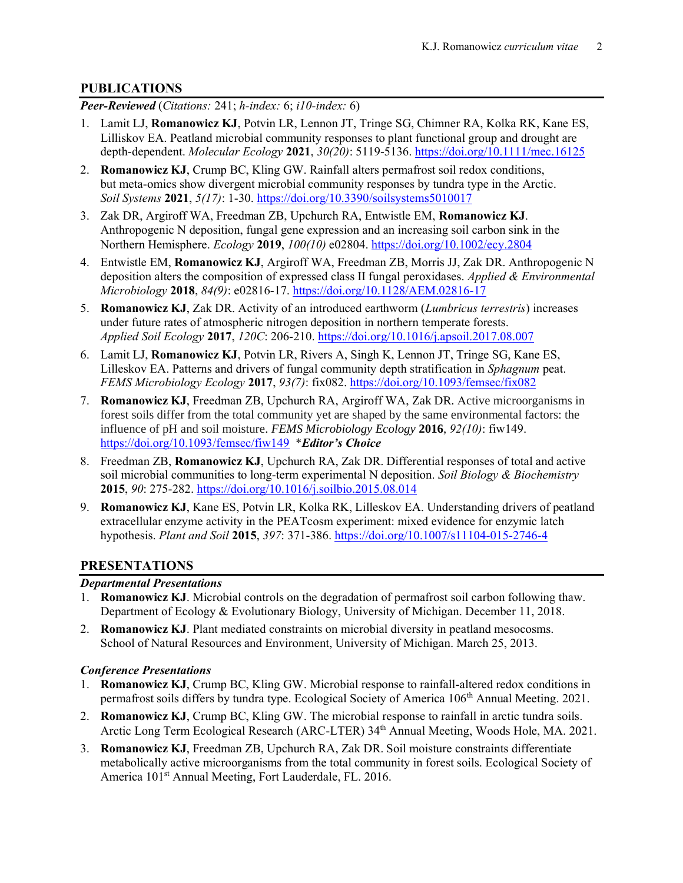## PUBLICATIONS

***Peer-Reviewed*** (*Citations:* 241; *h-index:* 6; *i10-index:* 6)

1. Lamit LJ, **Romanowicz KJ**, Potvin LR, Lennon JT, Tringe SG, Chimner RA, Kolka RK, Kane ES, Lilliskov EA. Peatland microbial community responses to plant functional group and drought are depth-dependent. *Molecular Ecology* **2021**, *30(20)*: 5119-5136. https://doi.org/10.1111/mec.16125
2. **Romanowicz KJ**, Crump BC, Kling GW. Rainfall alters permafrost soil redox conditions, but meta-omics show divergent microbial community responses by tundra type in the Arctic. *Soil Systems* **2021**, *5(17)*: 1-30. https://doi.org/10.3390/soilsystems5010017
3. Zak DR, Argiroff WA, Freedman ZB, Upchurch RA, Entwistle EM, **Romanowicz KJ**. Anthropogenic N deposition, fungal gene expression and an increasing soil carbon sink in the Northern Hemisphere. *Ecology* **2019**, *100(10)* e02804. https://doi.org/10.1002/ecy.2804
4. Entwistle EM, **Romanowicz KJ**, Argiroff WA, Freedman ZB, Morris JJ, Zak DR. Anthropogenic N deposition alters the composition of expressed class II fungal peroxidases. *Applied & Environmental Microbiology* **2018**, *84(9)*: e02816-17. https://doi.org/10.1128/AEM.02816-17
5. **Romanowicz KJ**, Zak DR. Activity of an introduced earthworm (*Lumbricus terrestris*) increases under future rates of atmospheric nitrogen deposition in northern temperate forests. *Applied Soil Ecology* **2017**, *120C*: 206-210. https://doi.org/10.1016/j.apsoil.2017.08.007
6. Lamit LJ, **Romanowicz KJ**, Potvin LR, Rivers A, Singh K, Lennon JT, Tringe SG, Kane ES, Lilleskov EA. Patterns and drivers of fungal community depth stratification in *Sphagnum* peat. *FEMS Microbiology Ecology* **2017**, *93(7)*: fix082. https://doi.org/10.1093/femsec/fix082
7. **Romanowicz KJ**, Freedman ZB, Upchurch RA, Argiroff WA, Zak DR. Active microorganisms in forest soils differ from the total community yet are shaped by the same environmental factors: the influence of pH and soil moisture. *FEMS Microbiology Ecology* **2016**, *92(10)*: fiw149. https://doi.org/10.1093/femsec/fiw149 ****Editor's Choice***
8. Freedman ZB, **Romanowicz KJ**, Upchurch RA, Zak DR. Differential responses of total and active soil microbial communities to long-term experimental N deposition. *Soil Biology & Biochemistry* **2015**, *90*: 275-282. https://doi.org/10.1016/j.soilbio.2015.08.014
9. **Romanowicz KJ**, Kane ES, Potvin LR, Kolka RK, Lilleskov EA. Understanding drivers of peatland extracellular enzyme activity in the PEATcosm experiment: mixed evidence for enzymic latch hypothesis. *Plant and Soil* **2015**, *397*: 371-386. https://doi.org/10.1007/s11104-015-2746-4

## PRESENTATIONS

***Departmental Presentations***

1. **Romanowicz KJ**. Microbial controls on the degradation of permafrost soil carbon following thaw. Department of Ecology & Evolutionary Biology, University of Michigan. December 11, 2018.
2. **Romanowicz KJ**. Plant mediated constraints on microbial diversity in peatland mesocosms. School of Natural Resources and Environment, University of Michigan. March 25, 2013.

***Conference Presentations***

1. **Romanowicz KJ**, Crump BC, Kling GW. Microbial response to rainfall-altered redox conditions in permafrost soils differs by tundra type. Ecological Society of America 106th Annual Meeting. 2021.
2. **Romanowicz KJ**, Crump BC, Kling GW. The microbial response to rainfall in arctic tundra soils. Arctic Long Term Ecological Research (ARC-LTER) 34th Annual Meeting, Woods Hole, MA. 2021.
3. **Romanowicz KJ**, Freedman ZB, Upchurch RA, Zak DR. Soil moisture constraints differentiate metabolically active microorganisms from the total community in forest soils. Ecological Society of America 101st Annual Meeting, Fort Lauderdale, FL. 2016.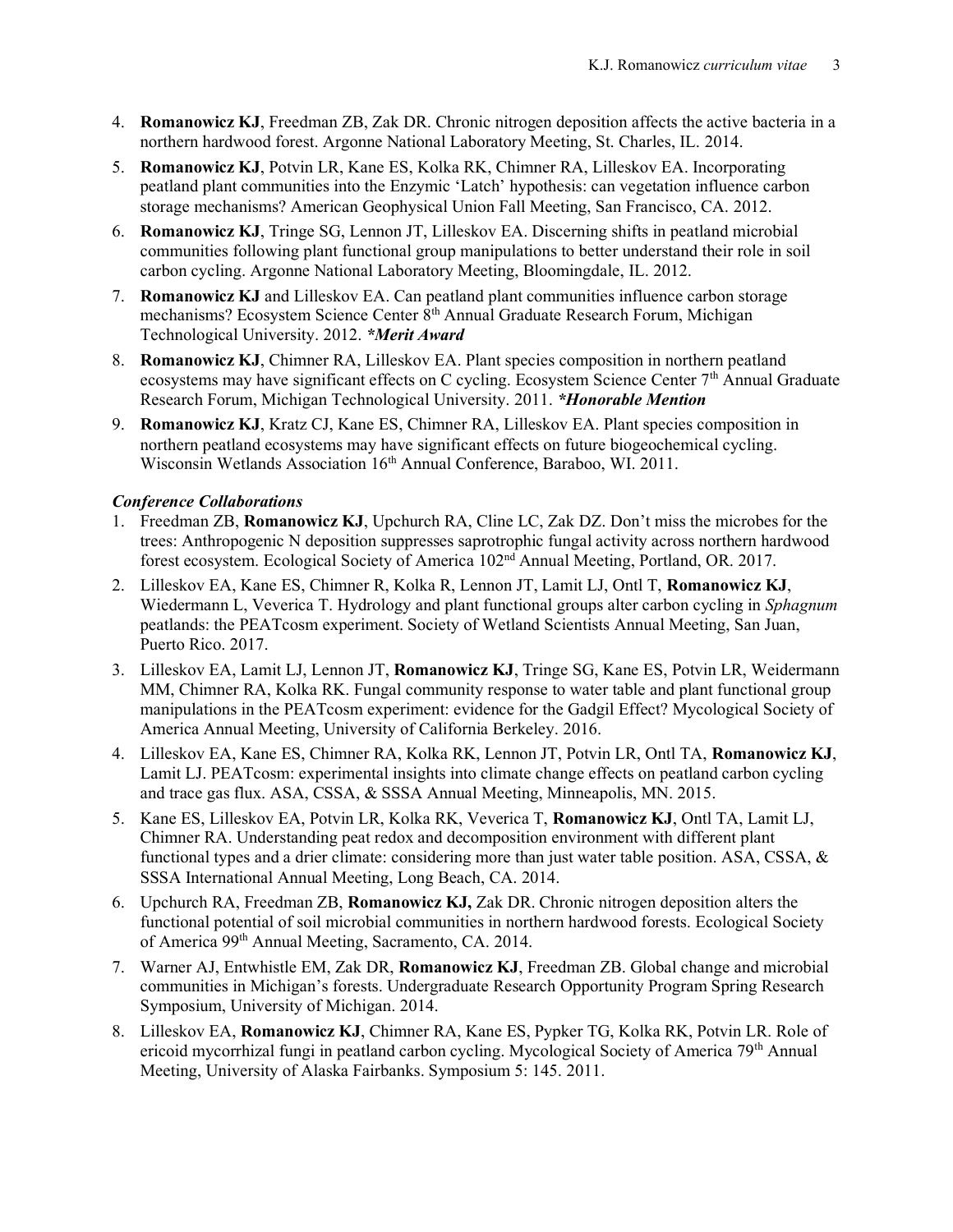4. **Romanowicz KJ**, Freedman ZB, Zak DR. Chronic nitrogen deposition affects the active bacteria in a northern hardwood forest. Argonne National Laboratory Meeting, St. Charles, IL. 2014.
5. **Romanowicz KJ**, Potvin LR, Kane ES, Kolka RK, Chimner RA, Lilleskov EA. Incorporating peatland plant communities into the Enzymic 'Latch' hypothesis: can vegetation influence carbon storage mechanisms? American Geophysical Union Fall Meeting, San Francisco, CA. 2012.
6. **Romanowicz KJ**, Tringe SG, Lennon JT, Lilleskov EA. Discerning shifts in peatland microbial communities following plant functional group manipulations to better understand their role in soil carbon cycling. Argonne National Laboratory Meeting, Bloomingdale, IL. 2012.
7. **Romanowicz KJ** and Lilleskov EA. Can peatland plant communities influence carbon storage mechanisms? Ecosystem Science Center 8th Annual Graduate Research Forum, Michigan Technological University. 2012. ***Merit Award***
8. **Romanowicz KJ**, Chimner RA, Lilleskov EA. Plant species composition in northern peatland ecosystems may have significant effects on C cycling. Ecosystem Science Center 7th Annual Graduate Research Forum, Michigan Technological University. 2011. ***Honorable Mention***
9. **Romanowicz KJ**, Kratz CJ, Kane ES, Chimner RA, Lilleskov EA. Plant species composition in northern peatland ecosystems may have significant effects on future biogeochemical cycling. Wisconsin Wetlands Association 16th Annual Conference, Baraboo, WI. 2011.

***Conference Collaborations***

1. Freedman ZB, **Romanowicz KJ**, Upchurch RA, Cline LC, Zak DZ. Don't miss the microbes for the trees: Anthropogenic N deposition suppresses saprotrophic fungal activity across northern hardwood forest ecosystem. Ecological Society of America 102nd Annual Meeting, Portland, OR. 2017.
2. Lilleskov EA, Kane ES, Chimner R, Kolka R, Lennon JT, Lamit LJ, Ontl T, **Romanowicz KJ**, Wiedermann L, Veverica T. Hydrology and plant functional groups alter carbon cycling in *Sphagnum* peatlands: the PEATcosm experiment. Society of Wetland Scientists Annual Meeting, San Juan, Puerto Rico. 2017.
3. Lilleskov EA, Lamit LJ, Lennon JT, **Romanowicz KJ**, Tringe SG, Kane ES, Potvin LR, Weidermann MM, Chimner RA, Kolka RK. Fungal community response to water table and plant functional group manipulations in the PEATcosm experiment: evidence for the Gadgil Effect? Mycological Society of America Annual Meeting, University of California Berkeley. 2016.
4. Lilleskov EA, Kane ES, Chimner RA, Kolka RK, Lennon JT, Potvin LR, Ontl TA, **Romanowicz KJ**, Lamit LJ. PEATcosm: experimental insights into climate change effects on peatland carbon cycling and trace gas flux. ASA, CSSA, & SSSA Annual Meeting, Minneapolis, MN. 2015.
5. Kane ES, Lilleskov EA, Potvin LR, Kolka RK, Veverica T, **Romanowicz KJ**, Ontl TA, Lamit LJ, Chimner RA. Understanding peat redox and decomposition environment with different plant functional types and a drier climate: considering more than just water table position. ASA, CSSA, & SSSA International Annual Meeting, Long Beach, CA. 2014.
6. Upchurch RA, Freedman ZB, **Romanowicz KJ,** Zak DR. Chronic nitrogen deposition alters the functional potential of soil microbial communities in northern hardwood forests. Ecological Society of America 99th Annual Meeting, Sacramento, CA. 2014.
7. Warner AJ, Entwhistle EM, Zak DR, **Romanowicz KJ**, Freedman ZB. Global change and microbial communities in Michigan's forests. Undergraduate Research Opportunity Program Spring Research Symposium, University of Michigan. 2014.
8. Lilleskov EA, **Romanowicz KJ**, Chimner RA, Kane ES, Pypker TG, Kolka RK, Potvin LR. Role of ericoid mycorrhizal fungi in peatland carbon cycling. Mycological Society of America 79th Annual Meeting, University of Alaska Fairbanks. Symposium 5: 145. 2011.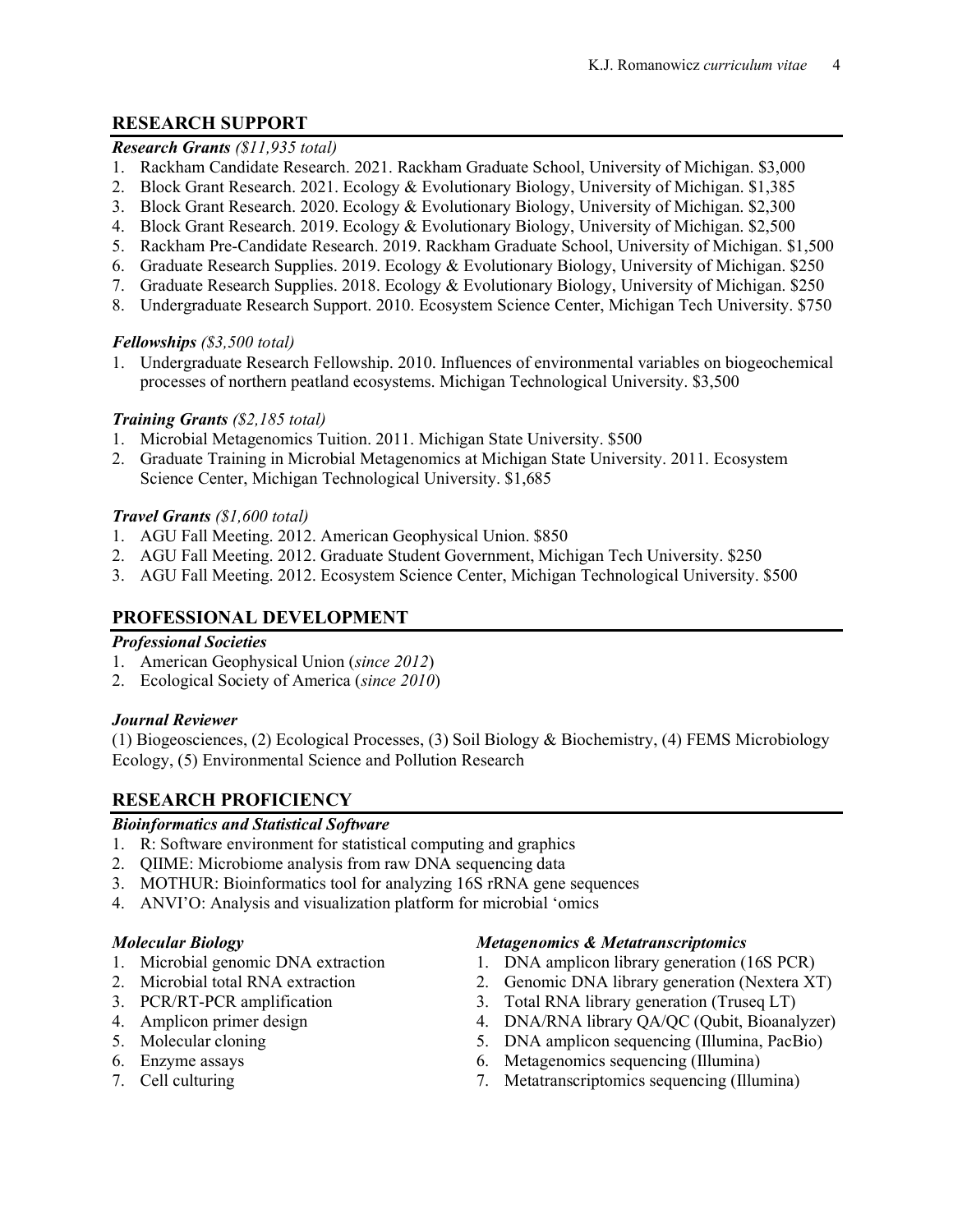## RESEARCH SUPPORT

### *Research Grants ($11,935 total)*

1. Rackham Candidate Research. 2021. Rackham Graduate School, University of Michigan. $3,000
2. Block Grant Research. 2021. Ecology & Evolutionary Biology, University of Michigan. $1,385
3. Block Grant Research. 2020. Ecology & Evolutionary Biology, University of Michigan. $2,300
4. Block Grant Research. 2019. Ecology & Evolutionary Biology, University of Michigan. $2,500
5. Rackham Pre-Candidate Research. 2019. Rackham Graduate School, University of Michigan. $1,500
6. Graduate Research Supplies. 2019. Ecology & Evolutionary Biology, University of Michigan. $250
7. Graduate Research Supplies. 2018. Ecology & Evolutionary Biology, University of Michigan. $250
8. Undergraduate Research Support. 2010. Ecosystem Science Center, Michigan Tech University. $750

### *Fellowships ($3,500 total)*

1. Undergraduate Research Fellowship. 2010. Influences of environmental variables on biogeochemical processes of northern peatland ecosystems. Michigan Technological University. $3,500

### *Training Grants ($2,185 total)*

1. Microbial Metagenomics Tuition. 2011. Michigan State University. $500
2. Graduate Training in Microbial Metagenomics at Michigan State University. 2011. Ecosystem Science Center, Michigan Technological University. $1,685

### *Travel Grants ($1,600 total)*

1. AGU Fall Meeting. 2012. American Geophysical Union. $850
2. AGU Fall Meeting. 2012. Graduate Student Government, Michigan Tech University. $250
3. AGU Fall Meeting. 2012. Ecosystem Science Center, Michigan Technological University. $500

## PROFESSIONAL DEVELOPMENT

### *Professional Societies*

1. American Geophysical Union (*since 2012*)
2. Ecological Society of America (*since 2010*)

### *Journal Reviewer*

(1) Biogeosciences, (2) Ecological Processes, (3) Soil Biology & Biochemistry, (4) FEMS Microbiology Ecology, (5) Environmental Science and Pollution Research

## RESEARCH PROFICIENCY

### *Bioinformatics and Statistical Software*

1. R: Software environment for statistical computing and graphics
2. QIIME: Microbiome analysis from raw DNA sequencing data
3. MOTHUR: Bioinformatics tool for analyzing 16S rRNA gene sequences
4. ANVI'O: Analysis and visualization platform for microbial 'omics

### *Molecular Biology*

1. Microbial genomic DNA extraction
2. Microbial total RNA extraction
3. PCR/RT-PCR amplification
4. Amplicon primer design
5. Molecular cloning
6. Enzyme assays
7. Cell culturing

### *Metagenomics & Metatranscriptomics*

1. DNA amplicon library generation (16S PCR)
2. Genomic DNA library generation (Nextera XT)
3. Total RNA library generation (Truseq LT)
4. DNA/RNA library QA/QC (Qubit, Bioanalyzer)
5. DNA amplicon sequencing (Illumina, PacBio)
6. Metagenomics sequencing (Illumina)
7. Metatranscriptomics sequencing (Illumina)